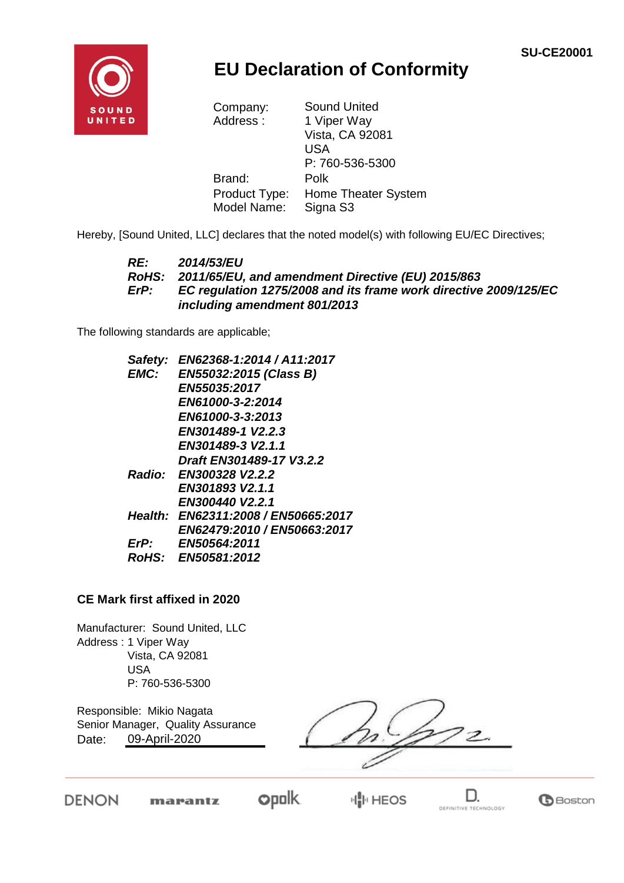SU-CE20001

# EU Declaration of Conformity

| | |
|---|---|
| Company: | Sound United |
| Address : | 1 Viper Way<br>Vista, CA 92081<br>USA<br>P: 760-536-5300 |
| Brand: | Polk |
| Product Type: | Home Theater System |
| Model Name: | Signa S3 |

Hereby, [Sound United, LLC] declares that the noted model(s) with following EU/EC Directives;

***RE:*** ***2014/53/EU***
***RoHS:*** ***2011/65/EU, and amendment Directive (EU) 2015/863***
***ErP:*** ***EC regulation 1275/2008 and its frame work directive 2009/125/EC including amendment 801/2013***

The following standards are applicable;

***Safety:*** ***EN62368-1:2014 / A11:2017***
***EMC:*** ***EN55032:2015 (Class B)***
***EN55035:2017***
***EN61000-3-2:2014***
***EN61000-3-3:2013***
***EN301489-1 V2.2.3***
***EN301489-3 V2.1.1***
***Draft EN301489-17 V3.2.2***
***Radio:*** ***EN300328 V2.2.2***
***EN301893 V2.1.1***
***EN300440 V2.2.1***
***Health:*** ***EN62311:2008 / EN50665:2017***
***EN62479:2010 / EN50663:2017***
***ErP:*** ***EN50564:2011***
***RoHS:*** ***EN50581:2012***

**CE Mark first affixed in 2020**

Manufacturer: Sound United, LLC
Address : 1 Viper Way
Vista, CA 92081
USA
P: 760-536-5300

Responsible: Mikio Nagata
Senior Manager, Quality Assurance
Date: 09-April-2020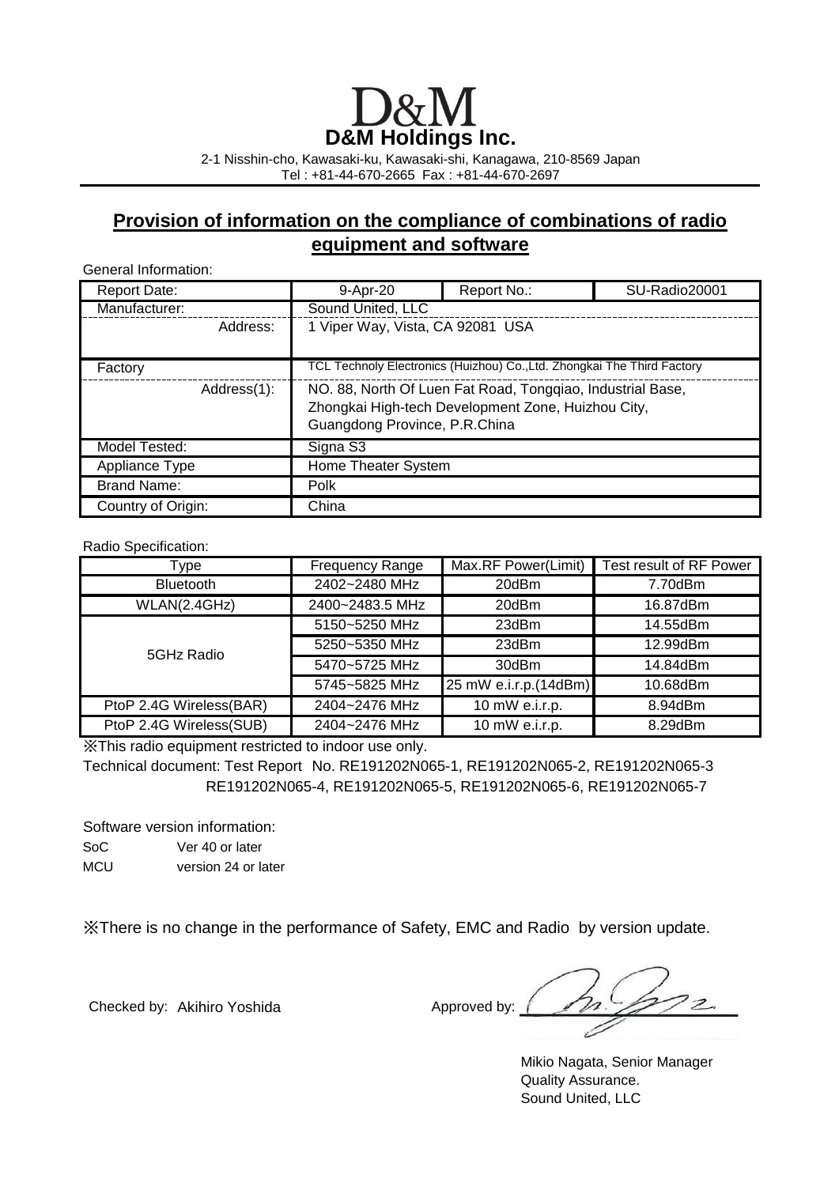# D&M

**D&M Holdings Inc.**

2-1 Nisshin-cho, Kawasaki-ku, Kawasaki-shi, Kanagawa, 210-8569 Japan
Tel : +81-44-670-2665 Fax : +81-44-670-2697

## Provision of information on the compliance of combinations of radio equipment and software

General Information:

| | | | |
|---|---|---|---|
| Report Date: | 9-Apr-20 | Report No.: | SU-Radio20001 |
| Manufacturer: | Sound United, LLC | | |
| Address: | 1 Viper Way, Vista, CA 92081 USA | | |
| Factory | TCL Technoly Electronics (Huizhou) Co.,Ltd. Zhongkai The Third Factory | | |
| Address(1): | NO. 88, North Of Luen Fat Road, Tongqiao, Industrial Base, Zhongkai High-tech Development Zone, Huizhou City, Guangdong Province, P.R.China | | |
| Model Tested: | Signa S3 | | |
| Appliance Type | Home Theater System | | |
| Brand Name: | Polk | | |
| Country of Origin: | China | | |

Radio Specification:

| Type | Frequency Range | Max.RF Power(Limit) | Test result of RF Power |
|---|---|---|---|
| Bluetooth | 2402~2480 MHz | 20dBm | 7.70dBm |
| WLAN(2.4GHz) | 2400~2483.5 MHz | 20dBm | 16.87dBm |
| 5GHz Radio | 5150~5250 MHz | 23dBm | 14.55dBm |
| | 5250~5350 MHz | 23dBm | 12.99dBm |
| | 5470~5725 MHz | 30dBm | 14.84dBm |
| | 5745~5825 MHz | 25 mW e.i.r.p.(14dBm) | 10.68dBm |
| PtoP 2.4G Wireless(BAR) | 2404~2476 MHz | 10 mW e.i.r.p. | 8.94dBm |
| PtoP 2.4G Wireless(SUB) | 2404~2476 MHz | 10 mW e.i.r.p. | 8.29dBm |

※This radio equipment restricted to indoor use only.

Technical document: Test Report No. RE191202N065-1, RE191202N065-2, RE191202N065-3
RE191202N065-4, RE191202N065-5, RE191202N065-6, RE191202N065-7

Software version information:

SoC Ver 40 or later
MCU version 24 or later

※There is no change in the performance of Safety, EMC and Radio by version update.

Checked by: Akihiro Yoshida

Approved by:

Mikio Nagata, Senior Manager
Quality Assurance.
Sound United, LLC